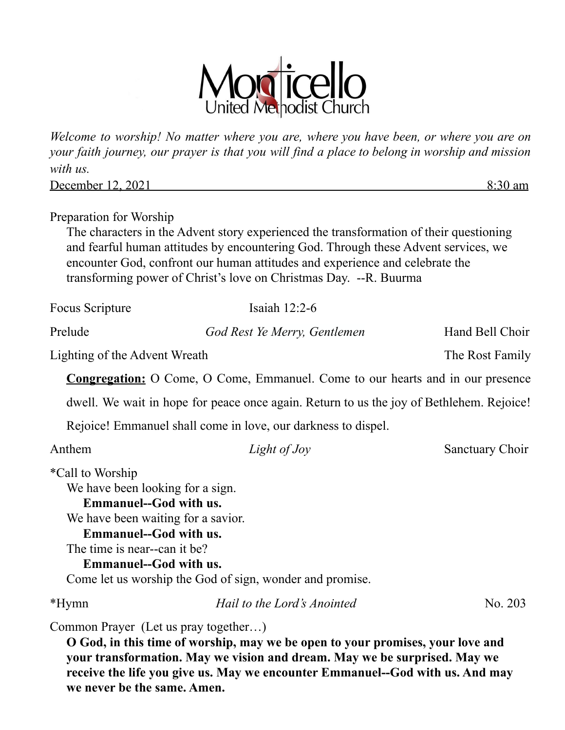# Monticello United Methodist Church

*Welcome to worship! No matter where you are, where you have been, or where you are on your faith journey, our prayer is that you will find a place to belong in worship and mission with us.*

December 12, 2021 8:30 am

Preparation for Worship

The characters in the Advent story experienced the transformation of their questioning and fearful human attitudes by encountering God. Through these Advent services, we encounter God, confront our human attitudes and experience and celebrate the transforming power of Christ's love on Christmas Day. --R. Buurma

Focus Scripture Isaiah 12:2-6

Prelude *God Rest Ye Merry, Gentlemen* Hand Bell Choir

Lighting of the Advent Wreath The Rost Family

**Congregation:** O Come, O Come, Emmanuel. Come to our hearts and in our presence dwell. We wait in hope for peace once again. Return to us the joy of Bethlehem. Rejoice! Rejoice! Emmanuel shall come in love, our darkness to dispel.

Anthem *Light of Joy* Sanctuary Choir

*Call to Worship

We have been looking for a sign.
**Emmanuel--God with us.**
We have been waiting for a savior.
**Emmanuel--God with us.**
The time is near--can it be?
**Emmanuel--God with us.**
Come let us worship the God of sign, wonder and promise.

*Hymn *Hail to the Lord's Anointed* No. 203

Common Prayer (Let us pray together…)

**O God, in this time of worship, may we be open to your promises, your love and your transformation. May we vision and dream. May we be surprised. May we receive the life you give us. May we encounter Emmanuel--God with us. And may we never be the same. Amen.**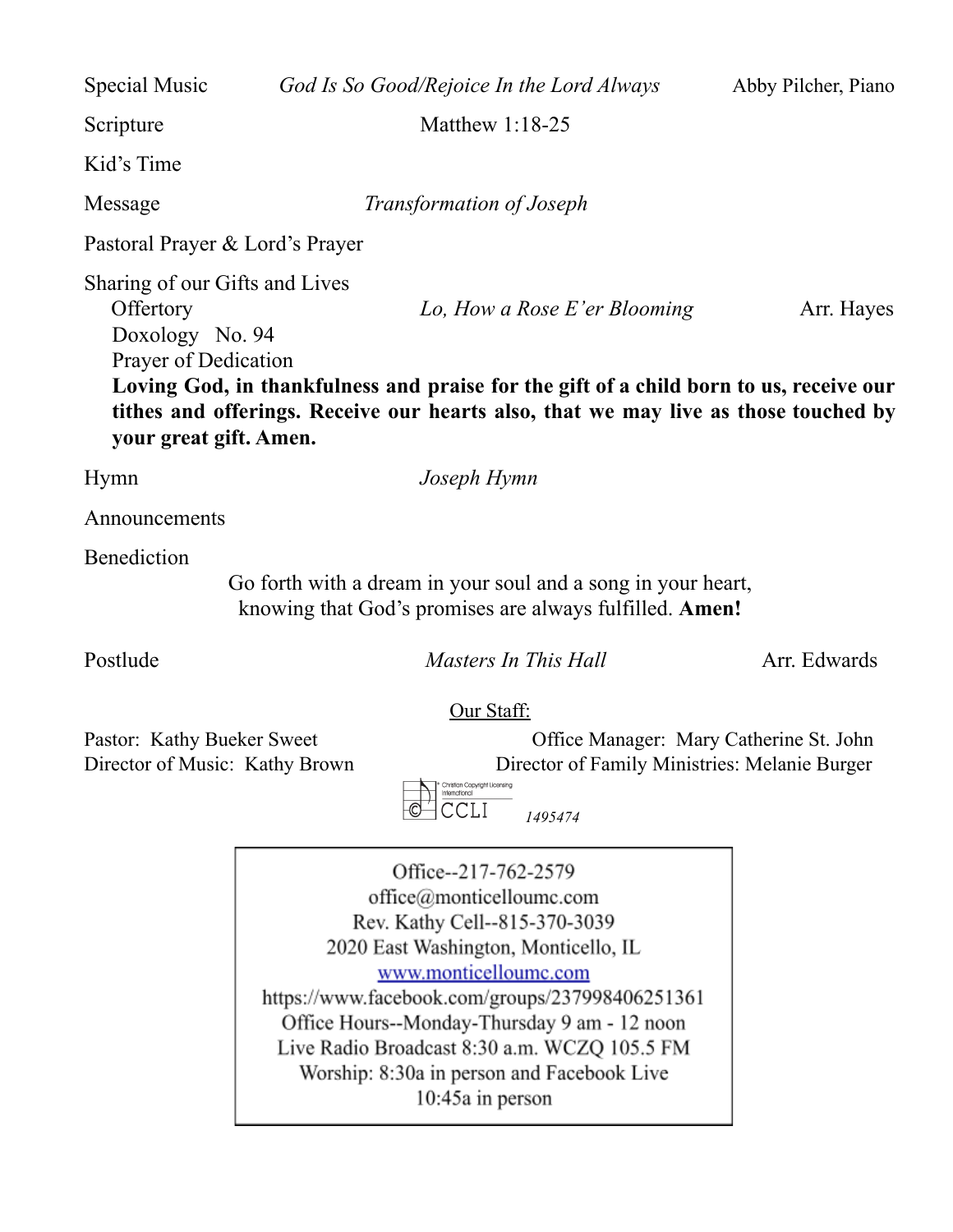Special Music *God Is So Good/Rejoice In the Lord Always* Abby Pilcher, Piano

Scripture Matthew 1:18-25

Kid's Time

Message *Transformation of Joseph*

Pastoral Prayer & Lord's Prayer

Sharing of our Gifts and Lives

- Offertory *Lo, How a Rose E'er Blooming* Arr. Hayes
- Doxology No. 94
- Prayer of Dedication

**Loving God, in thankfulness and praise for the gift of a child born to us, receive our tithes and offerings. Receive our hearts also, that we may live as those touched by your great gift. Amen.**

Hymn *Joseph Hymn*

Announcements

Benediction

Go forth with a dream in your soul and a song in your heart,
knowing that God's promises are always fulfilled. **Amen!**

Postlude *Masters In This Hall* Arr. Edwards

Our Staff:

Pastor: Kathy Bueker Sweet
Office Manager: Mary Catherine St. John
Director of Music: Kathy Brown
Director of Family Ministries: Melanie Burger

CCLI *1495474*

Office--217-762-2579
office@monticelloumc.com
Rev. Kathy Cell--815-370-3039
2020 East Washington, Monticello, IL
www.monticelloumc.com
https://www.facebook.com/groups/237998406251361
Office Hours--Monday-Thursday 9 am - 12 noon
Live Radio Broadcast 8:30 a.m. WCZQ 105.5 FM
Worship: 8:30a in person and Facebook Live
10:45a in person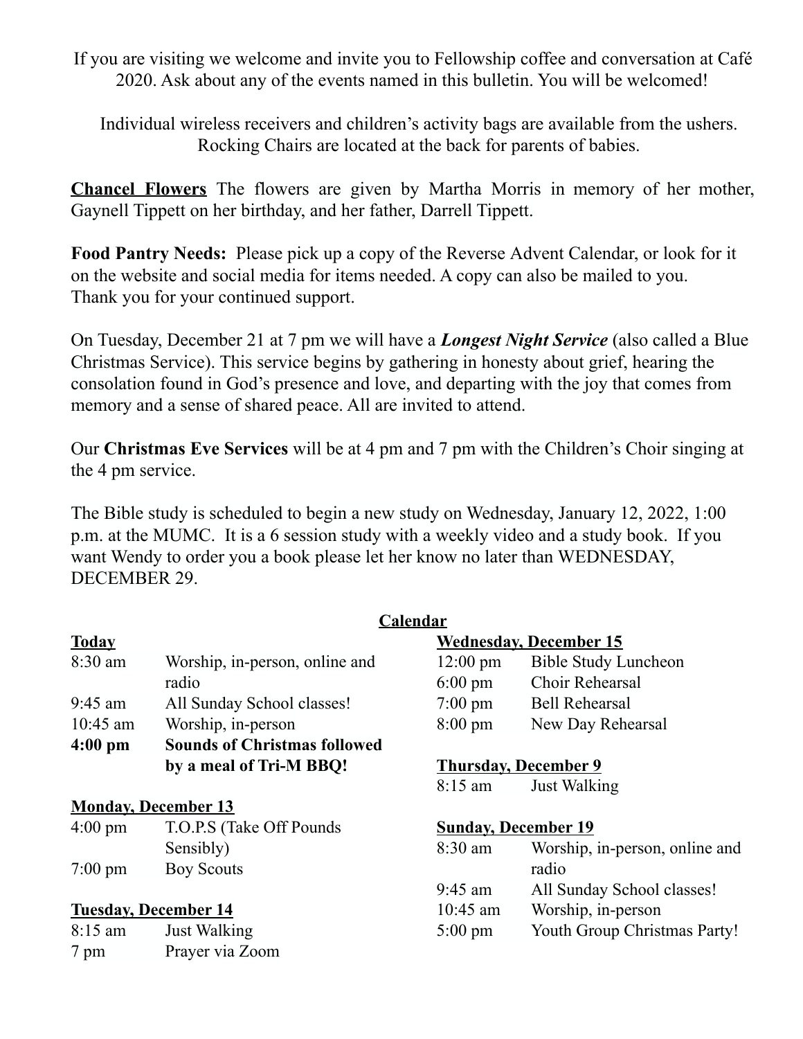If you are visiting we welcome and invite you to Fellowship coffee and conversation at Café 2020. Ask about any of the events named in this bulletin. You will be welcomed!

Individual wireless receivers and children's activity bags are available from the ushers. Rocking Chairs are located at the back for parents of babies.

**Chancel Flowers** The flowers are given by Martha Morris in memory of her mother, Gaynell Tippett on her birthday, and her father, Darrell Tippett.

**Food Pantry Needs:** Please pick up a copy of the Reverse Advent Calendar, or look for it on the website and social media for items needed. A copy can also be mailed to you. Thank you for your continued support.

On Tuesday, December 21 at 7 pm we will have a ***Longest Night Service*** (also called a Blue Christmas Service). This service begins by gathering in honesty about grief, hearing the consolation found in God's presence and love, and departing with the joy that comes from memory and a sense of shared peace. All are invited to attend.

Our **Christmas Eve Services** will be at 4 pm and 7 pm with the Children's Choir singing at the 4 pm service.

The Bible study is scheduled to begin a new study on Wednesday, January 12, 2022, 1:00 p.m. at the MUMC. It is a 6 session study with a weekly video and a study book. If you want Wendy to order you a book please let her know no later than WEDNESDAY, DECEMBER 29.

## Calendar

**Today**

| | |
|---|---|
| 8:30 am | Worship, in-person, online and radio |
| 9:45 am | All Sunday School classes! |
| 10:45 am | Worship, in-person |
| **4:00 pm** | **Sounds of Christmas followed by a meal of Tri-M BBQ!** |

**Monday, December 13**

| | |
|---|---|
| 4:00 pm | T.O.P.S (Take Off Pounds Sensibly) |
| 7:00 pm | Boy Scouts |

**Tuesday, December 14**

| | |
|---|---|
| 8:15 am | Just Walking |
| 7 pm | Prayer via Zoom |

**Wednesday, December 15**

| | |
|---|---|
| 12:00 pm | Bible Study Luncheon |
| 6:00 pm | Choir Rehearsal |
| 7:00 pm | Bell Rehearsal |
| 8:00 pm | New Day Rehearsal |

**Thursday, December 9**

| | |
|---|---|
| 8:15 am | Just Walking |

**Sunday, December 19**

| | |
|---|---|
| 8:30 am | Worship, in-person, online and radio |
| 9:45 am | All Sunday School classes! |
| 10:45 am | Worship, in-person |
| 5:00 pm | Youth Group Christmas Party! |